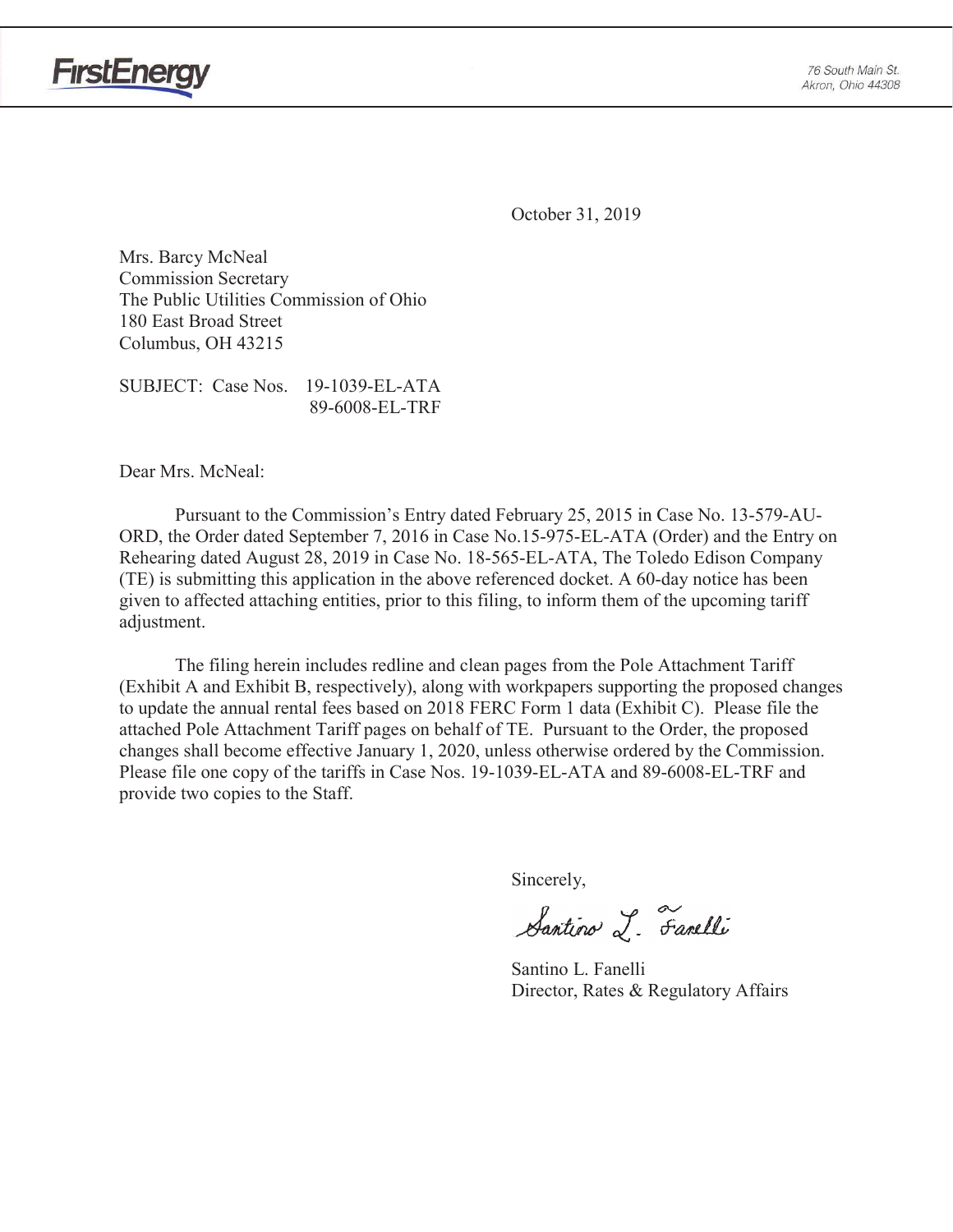FirstEnergy

76 South Main St.
Akron, Ohio 44308

October 31, 2019

Mrs. Barcy McNeal
Commission Secretary
The Public Utilities Commission of Ohio
180 East Broad Street
Columbus, OH 43215

SUBJECT: Case Nos. 19-1039-EL-ATA
89-6008-EL-TRF

Dear Mrs. McNeal:

Pursuant to the Commission's Entry dated February 25, 2015 in Case No. 13-579-AU-ORD, the Order dated September 7, 2016 in Case No.15-975-EL-ATA (Order) and the Entry on Rehearing dated August 28, 2019 in Case No. 18-565-EL-ATA, The Toledo Edison Company (TE) is submitting this application in the above referenced docket. A 60-day notice has been given to affected attaching entities, prior to this filing, to inform them of the upcoming tariff adjustment.

The filing herein includes redline and clean pages from the Pole Attachment Tariff (Exhibit A and Exhibit B, respectively), along with workpapers supporting the proposed changes to update the annual rental fees based on 2018 FERC Form 1 data (Exhibit C). Please file the attached Pole Attachment Tariff pages on behalf of TE. Pursuant to the Order, the proposed changes shall become effective January 1, 2020, unless otherwise ordered by the Commission. Please file one copy of the tariffs in Case Nos. 19-1039-EL-ATA and 89-6008-EL-TRF and provide two copies to the Staff.

Sincerely,

Santino L. Fanelli

Santino L. Fanelli
Director, Rates & Regulatory Affairs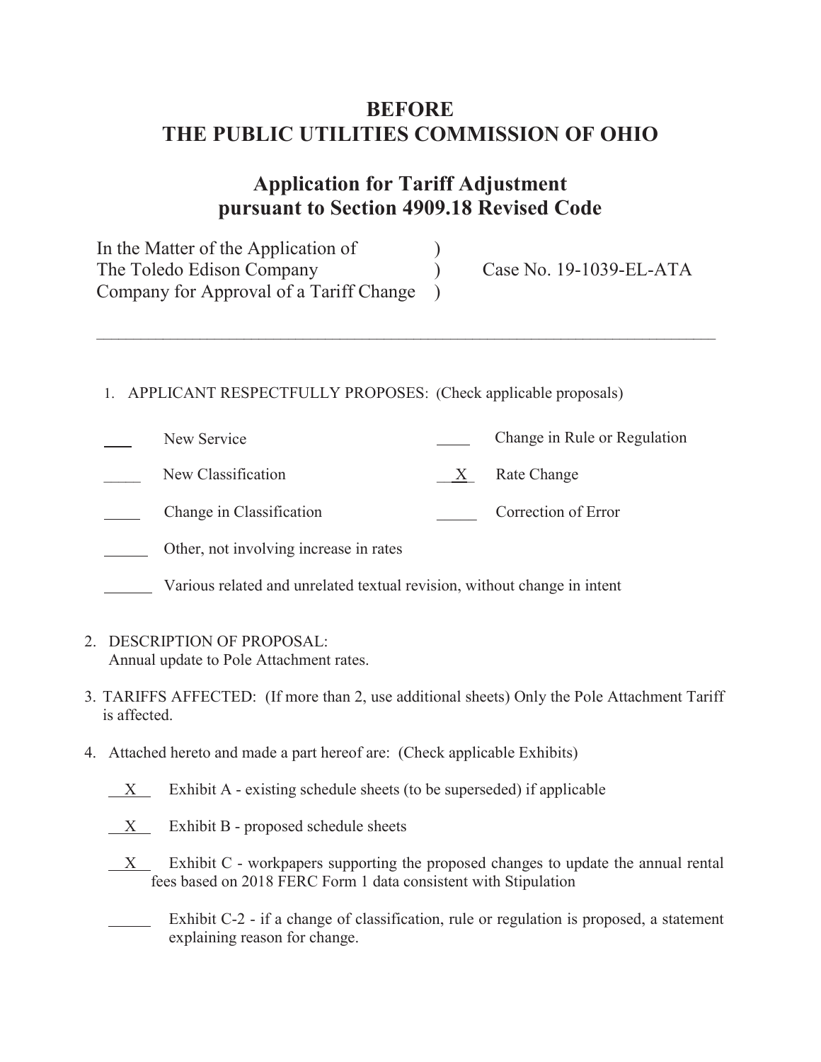# BEFORE
# THE PUBLIC UTILITIES COMMISSION OF OHIO

## Application for Tariff Adjustment pursuant to Section 4909.18 Revised Code

| | | |
|---|---|---|
| In the Matter of the Application of | ) | |
| The Toledo Edison Company | ) | Case No. 19-1039-EL-ATA |
| Company for Approval of a Tariff Change | ) | |

---

1. APPLICANT RESPECTFULLY PROPOSES: (Check applicable proposals)

| | | | |
|---|---|---|---|
| ___ | New Service | ___ | Change in Rule or Regulation |
| ___ | New Classification | X | Rate Change |
| ___ | Change in Classification | ___ | Correction of Error |
| ___ | Other, not involving increase in rates | | |
| ___ | Various related and unrelated textual revision, without change in intent | | |

2. DESCRIPTION OF PROPOSAL:
   Annual update to Pole Attachment rates.

3. TARIFFS AFFECTED: (If more than 2, use additional sheets) Only the Pole Attachment Tariff is affected.

4. Attached hereto and made a part hereof are: (Check applicable Exhibits)

   X Exhibit A - existing schedule sheets (to be superseded) if applicable

   X Exhibit B - proposed schedule sheets

   X Exhibit C - workpapers supporting the proposed changes to update the annual rental fees based on 2018 FERC Form 1 data consistent with Stipulation

   ___ Exhibit C-2 - if a change of classification, rule or regulation is proposed, a statement explaining reason for change.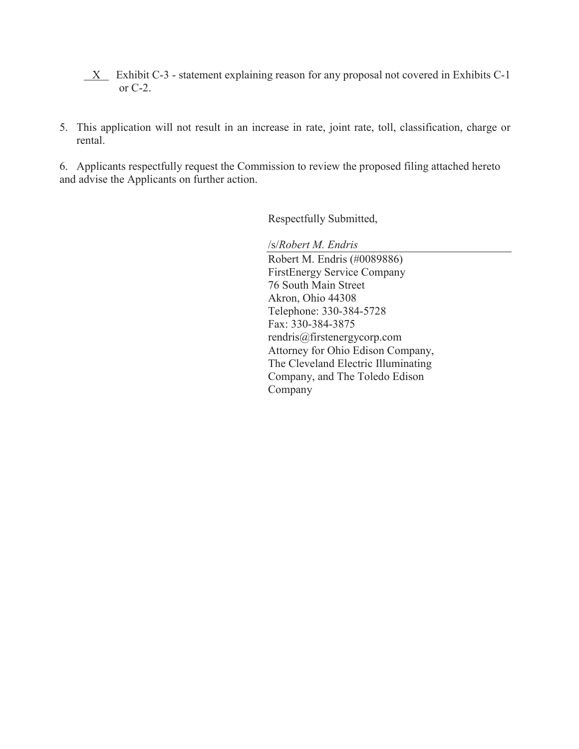__X__ Exhibit C-3 - statement explaining reason for any proposal not covered in Exhibits C-1 or C-2.

5. This application will not result in an increase in rate, joint rate, toll, classification, charge or rental.

6. Applicants respectfully request the Commission to review the proposed filing attached hereto and advise the Applicants on further action.

Respectfully Submitted,

/s/*Robert M. Endris*

Robert M. Endris (#0089886)
FirstEnergy Service Company
76 South Main Street
Akron, Ohio 44308
Telephone: 330-384-5728
Fax: 330-384-3875
rendris@firstenergycorp.com
Attorney for Ohio Edison Company, The Cleveland Electric Illuminating Company, and The Toledo Edison Company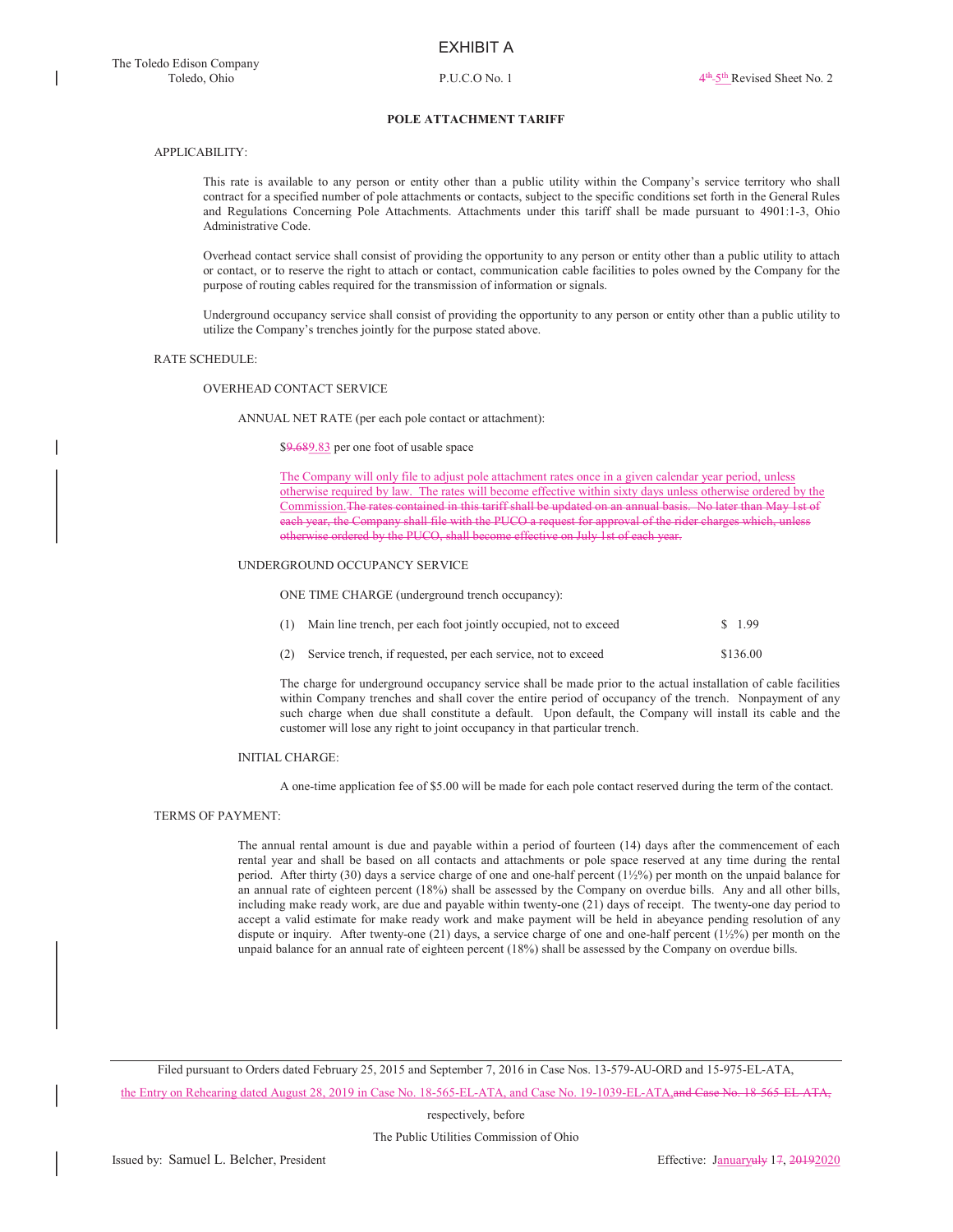EXHIBIT A

The Toledo Edison Company
Toledo, Ohio

P.U.C.O No. 1

~~4th~~ 5th Revised Sheet No. 2

## POLE ATTACHMENT TARIFF

APPLICABILITY:

This rate is available to any person or entity other than a public utility within the Company's service territory who shall contract for a specified number of pole attachments or contacts, subject to the specific conditions set forth in the General Rules and Regulations Concerning Pole Attachments. Attachments under this tariff shall be made pursuant to 4901:1-3, Ohio Administrative Code.

Overhead contact service shall consist of providing the opportunity to any person or entity other than a public utility to attach or contact, or to reserve the right to attach or contact, communication cable facilities to poles owned by the Company for the purpose of routing cables required for the transmission of information or signals.

Underground occupancy service shall consist of providing the opportunity to any person or entity other than a public utility to utilize the Company's trenches jointly for the purpose stated above.

RATE SCHEDULE:

OVERHEAD CONTACT SERVICE

ANNUAL NET RATE (per each pole contact or attachment):

$~~9.68~~9.83 per one foot of usable space

The Company will only file to adjust pole attachment rates once in a given calendar year period, unless otherwise required by law. The rates will become effective within sixty days unless otherwise ordered by the Commission.~~The rates contained in this tariff shall be updated on an annual basis. No later than May 1st of each year, the Company shall file with the PUCO a request for approval of the rider charges which, unless otherwise ordered by the PUCO, shall become effective on July 1st of each year.~~

UNDERGROUND OCCUPANCY SERVICE

ONE TIME CHARGE (underground trench occupancy):

| | | |
|---|---|---|
| (1) | Main line trench, per each foot jointly occupied, not to exceed | $ 1.99 |
| (2) | Service trench, if requested, per each service, not to exceed | $136.00 |

The charge for underground occupancy service shall be made prior to the actual installation of cable facilities within Company trenches and shall cover the entire period of occupancy of the trench. Nonpayment of any such charge when due shall constitute a default. Upon default, the Company will install its cable and the customer will lose any right to joint occupancy in that particular trench.

INITIAL CHARGE:

A one-time application fee of $5.00 will be made for each pole contact reserved during the term of the contact.

TERMS OF PAYMENT:

The annual rental amount is due and payable within a period of fourteen (14) days after the commencement of each rental year and shall be based on all contacts and attachments or pole space reserved at any time during the rental period. After thirty (30) days a service charge of one and one-half percent (1½%) per month on the unpaid balance for an annual rate of eighteen percent (18%) shall be assessed by the Company on overdue bills. Any and all other bills, including make ready work, are due and payable within twenty-one (21) days of receipt. The twenty-one day period to accept a valid estimate for make ready work and make payment will be held in abeyance pending resolution of any dispute or inquiry. After twenty-one (21) days, a service charge of one and one-half percent (1½%) per month on the unpaid balance for an annual rate of eighteen percent (18%) shall be assessed by the Company on overdue bills.

Filed pursuant to Orders dated February 25, 2015 and September 7, 2016 in Case Nos. 13-579-AU-ORD and 15-975-EL-ATA, the Entry on Rehearing dated August 28, 2019 in Case No. 18-565-EL-ATA, and Case No. 19-1039-EL-ATA,~~and Case No. 18-565-EL-ATA,~~

respectively, before

The Public Utilities Commission of Ohio

Issued by: Samuel L. Belcher, President

Effective: January~~uly~~ 1~~7~~, ~~2019~~2020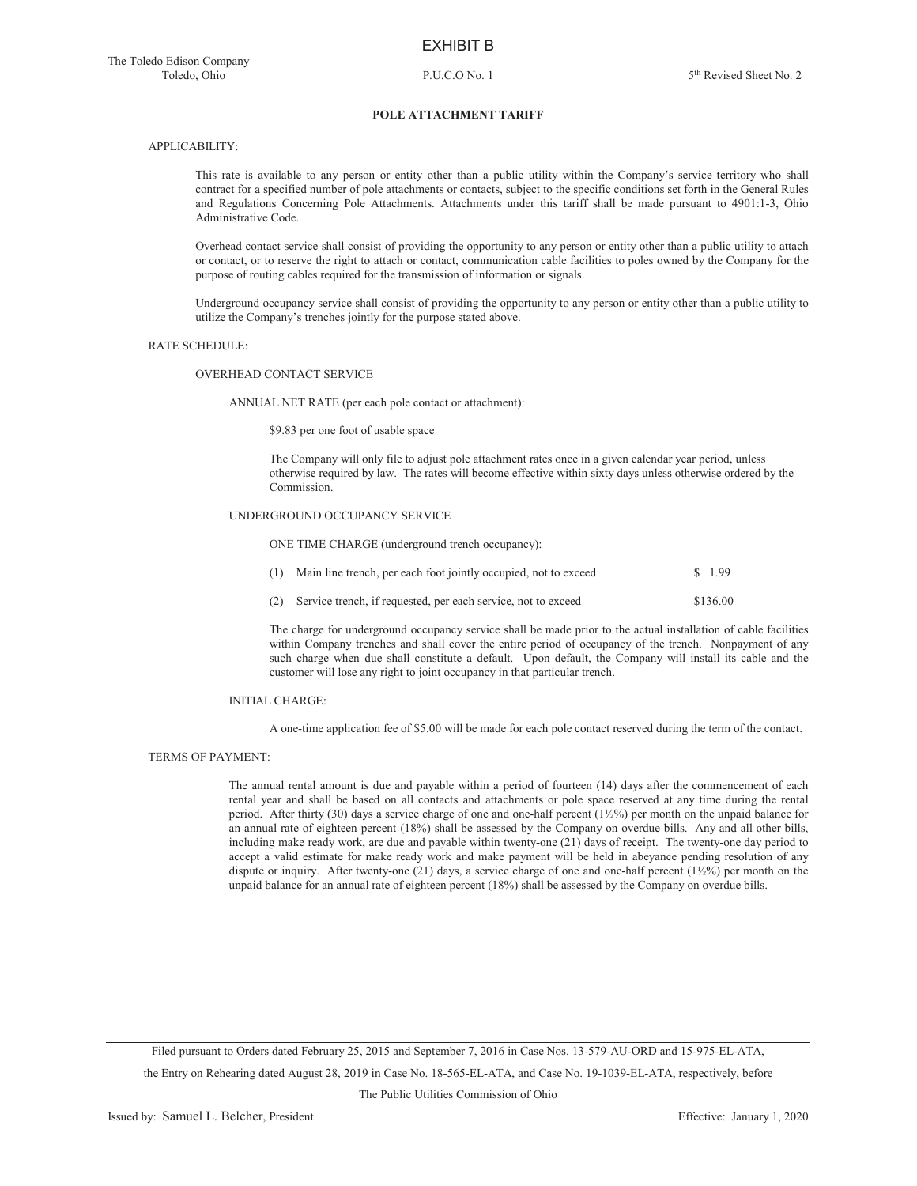EXHIBIT B

The Toledo Edison Company
Toledo, Ohio

P.U.C.O No. 1

5th Revised Sheet No. 2

**POLE ATTACHMENT TARIFF**

APPLICABILITY:

This rate is available to any person or entity other than a public utility within the Company's service territory who shall contract for a specified number of pole attachments or contacts, subject to the specific conditions set forth in the General Rules and Regulations Concerning Pole Attachments. Attachments under this tariff shall be made pursuant to 4901:1-3, Ohio Administrative Code.

Overhead contact service shall consist of providing the opportunity to any person or entity other than a public utility to attach or contact, or to reserve the right to attach or contact, communication cable facilities to poles owned by the Company for the purpose of routing cables required for the transmission of information or signals.

Underground occupancy service shall consist of providing the opportunity to any person or entity other than a public utility to utilize the Company's trenches jointly for the purpose stated above.

RATE SCHEDULE:

OVERHEAD CONTACT SERVICE

ANNUAL NET RATE (per each pole contact or attachment):

$9.83 per one foot of usable space

The Company will only file to adjust pole attachment rates once in a given calendar year period, unless otherwise required by law. The rates will become effective within sixty days unless otherwise ordered by the Commission.

UNDERGROUND OCCUPANCY SERVICE

ONE TIME CHARGE (underground trench occupancy):

| | | |
|---|---|---|
| (1) | Main line trench, per each foot jointly occupied, not to exceed | $ 1.99 |
| (2) | Service trench, if requested, per each service, not to exceed | $136.00 |

The charge for underground occupancy service shall be made prior to the actual installation of cable facilities within Company trenches and shall cover the entire period of occupancy of the trench. Nonpayment of any such charge when due shall constitute a default. Upon default, the Company will install its cable and the customer will lose any right to joint occupancy in that particular trench.

INITIAL CHARGE:

A one-time application fee of $5.00 will be made for each pole contact reserved during the term of the contact.

TERMS OF PAYMENT:

The annual rental amount is due and payable within a period of fourteen (14) days after the commencement of each rental year and shall be based on all contacts and attachments or pole space reserved at any time during the rental period. After thirty (30) days a service charge of one and one-half percent (1½%) per month on the unpaid balance for an annual rate of eighteen percent (18%) shall be assessed by the Company on overdue bills. Any and all other bills, including make ready work, are due and payable within twenty-one (21) days of receipt. The twenty-one day period to accept a valid estimate for make ready work and make payment will be held in abeyance pending resolution of any dispute or inquiry. After twenty-one (21) days, a service charge of one and one-half percent (1½%) per month on the unpaid balance for an annual rate of eighteen percent (18%) shall be assessed by the Company on overdue bills.

Filed pursuant to Orders dated February 25, 2015 and September 7, 2016 in Case Nos. 13-579-AU-ORD and 15-975-EL-ATA, the Entry on Rehearing dated August 28, 2019 in Case No. 18-565-EL-ATA, and Case No. 19-1039-EL-ATA, respectively, before The Public Utilities Commission of Ohio

Issued by: Samuel L. Belcher, President

Effective: January 1, 2020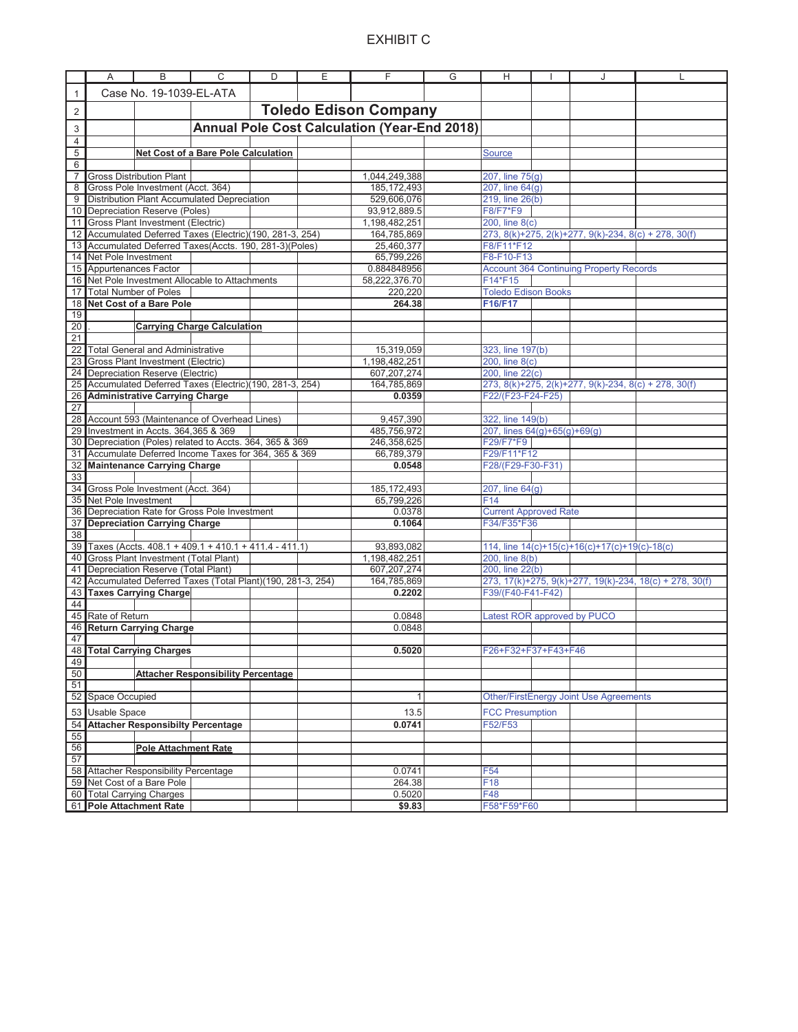EXHIBIT C

| | Description | Value | Source |
|---|---|---|---|
| 1 | Case No. 19-1039-EL-ATA | | |
| 2 | **Toledo Edison Company** | | |
| 3 | **Annual Pole Cost Calculation (Year-End 2018)** | | |
| 4 | | | |
| 5 | **Net Cost of a Bare Pole Calculation** | | Source |
| 6 | | | |
| 7 | Gross Distribution Plant | 1,044,249,388 | 207, line 75(g) |
| 8 | Gross Pole Investment (Acct. 364) | 185,172,493 | 207, line 64(g) |
| 9 | Distribution Plant Accumulated Depreciation | 529,606,076 | 219, line 26(b) |
| 10 | Depreciation Reserve (Poles) | 93,912,889.5 | F8/F7*F9 |
| 11 | Gross Plant Investment (Electric) | 1,198,482,251 | 200, line 8(c) |
| 12 | Accumulated Deferred Taxes (Electric)(190, 281-3, 254) | 164,785,869 | 273, 8(k)+275, 2(k)+277, 9(k)-234, 8(c) + 278, 30(f) |
| 13 | Accumulated Deferred Taxes(Accts. 190, 281-3)(Poles) | 25,460,377 | F8/F11*F12 |
| 14 | Net Pole Investment | 65,799,226 | F8-F10-F13 |
| 15 | Appurtenances Factor | 0.884848956 | Account 364 Continuing Property Records |
| 16 | Net Pole Investment Allocable to Attachments | 58,222,376.70 | F14*F15 |
| 17 | Total Number of Poles | 220,220 | Toledo Edison Books |
| 18 | **Net Cost of a Bare Pole** | **264.38** | **F16/F17** |
| 19 | | | |
| 20 | **Carrying Charge Calculation** | | |
| 21 | | | |
| 22 | Total General and Administrative | 15,319,059 | 323, line 197(b) |
| 23 | Gross Plant Investment (Electric) | 1,198,482,251 | 200, line 8(c) |
| 24 | Depreciation Reserve (Electric) | 607,207,274 | 200, line 22(c) |
| 25 | Accumulated Deferred Taxes (Electric)(190, 281-3, 254) | 164,785,869 | 273, 8(k)+275, 2(k)+277, 9(k)-234, 8(c) + 278, 30(f) |
| 26 | **Administrative Carrying Charge** | **0.0359** | F22/(F23-F24-F25) |
| 27 | | | |
| 28 | Account 593 (Maintenance of Overhead Lines) | 9,457,390 | 322, line 149(b) |
| 29 | Investment in Accts. 364,365 & 369 | 485,756,972 | 207, lines 64(g)+65(g)+69(g) |
| 30 | Depreciation (Poles) related to Accts. 364, 365 & 369 | 246,358,625 | F29/F7*F9 |
| 31 | Accumulate Deferred Income Taxes for 364, 365 & 369 | 66,789,379 | F29/F11*F12 |
| 32 | **Maintenance Carrying Charge** | **0.0548** | F28/(F29-F30-F31) |
| 33 | | | |
| 34 | Gross Pole Investment (Acct. 364) | 185,172,493 | 207, line 64(g) |
| 35 | Net Pole Investment | 65,799,226 | F14 |
| 36 | Depreciation Rate for Gross Pole Investment | 0.0378 | Current Approved Rate |
| 37 | **Depreciation Carrying Charge** | **0.1064** | F34/F35*F36 |
| 38 | | | |
| 39 | Taxes (Accts. 408.1 + 409.1 + 410.1 + 411.4 - 411.1) | 93,893,082 | 114, line 14(c)+15(c)+16(c)+17(c)+19(c)-18(c) |
| 40 | Gross Plant Investment (Total Plant) | 1,198,482,251 | 200, line 8(b) |
| 41 | Depreciation Reserve (Total Plant) | 607,207,274 | 200, line 22(b) |
| 42 | Accumulated Deferred Taxes (Total Plant)(190, 281-3, 254) | 164,785,869 | 273, 17(k)+275, 9(k)+277, 19(k)-234, 18(c) + 278, 30(f) |
| 43 | **Taxes Carrying Charge** | **0.2202** | F39/(F40-F41-F42) |
| 44 | | | |
| 45 | Rate of Return | 0.0848 | Latest ROR approved by PUCO |
| 46 | **Return Carrying Charge** | 0.0848 | |
| 47 | | | |
| 48 | **Total Carrying Charges** | **0.5020** | F26+F32+F37+F43+F46 |
| 49 | | | |
| 50 | **Attacher Responsibility Percentage** | | |
| 51 | | | |
| 52 | Space Occupied | 1 | Other/FirstEnergy Joint Use Agreements |
| 53 | Usable Space | 13.5 | FCC Presumption |
| 54 | **Attacher Responsibilty Percentage** | **0.0741** | F52/F53 |
| 55 | | | |
| 56 | **Pole Attachment Rate** | | |
| 57 | | | |
| 58 | Attacher Responsibility Percentage | 0.0741 | F54 |
| 59 | Net Cost of a Bare Pole | 264.38 | F18 |
| 60 | Total Carrying Charges | 0.5020 | F48 |
| 61 | **Pole Attachment Rate** | **$9.83** | F58*F59*F60 |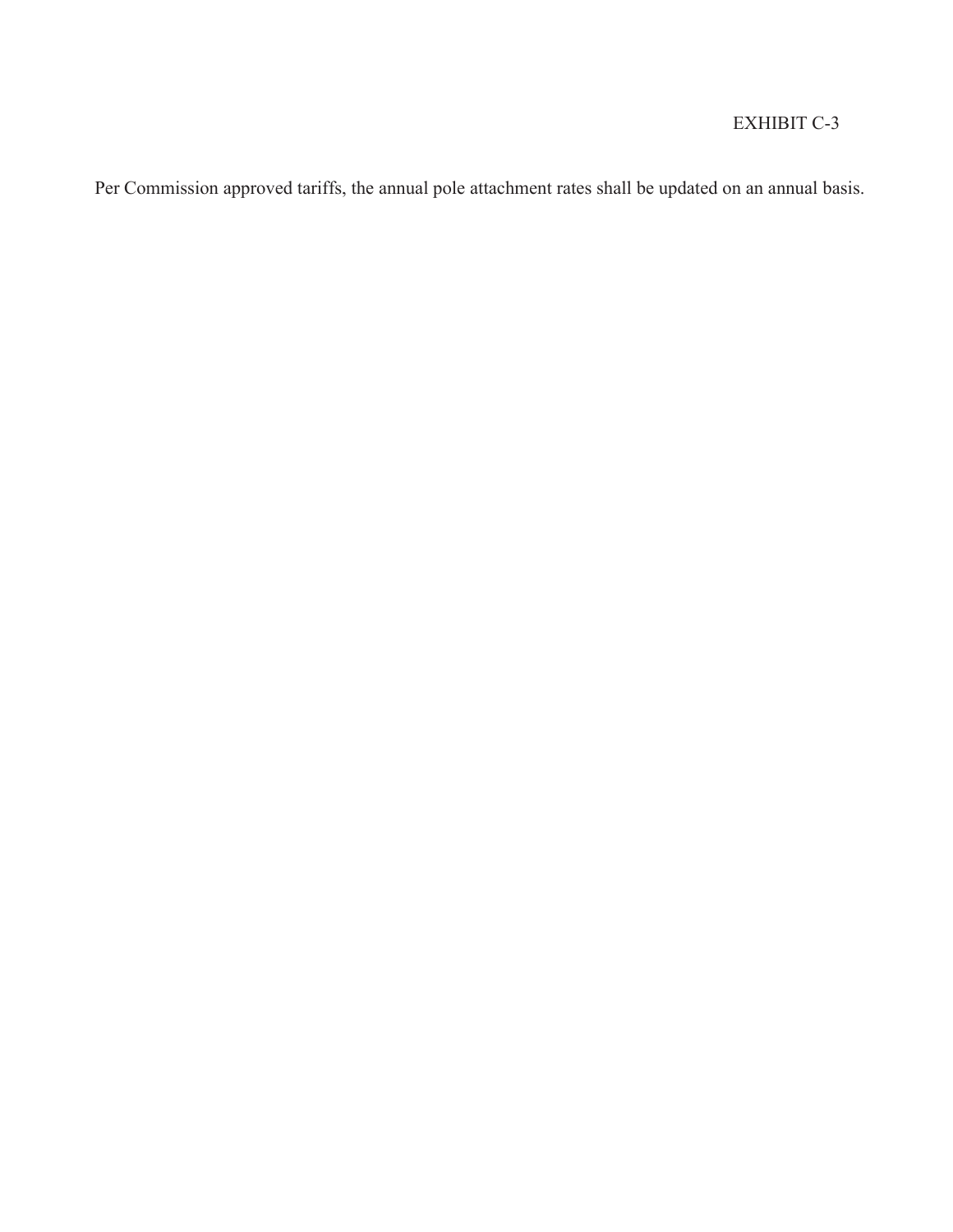EXHIBIT C-3

Per Commission approved tariffs, the annual pole attachment rates shall be updated on an annual basis.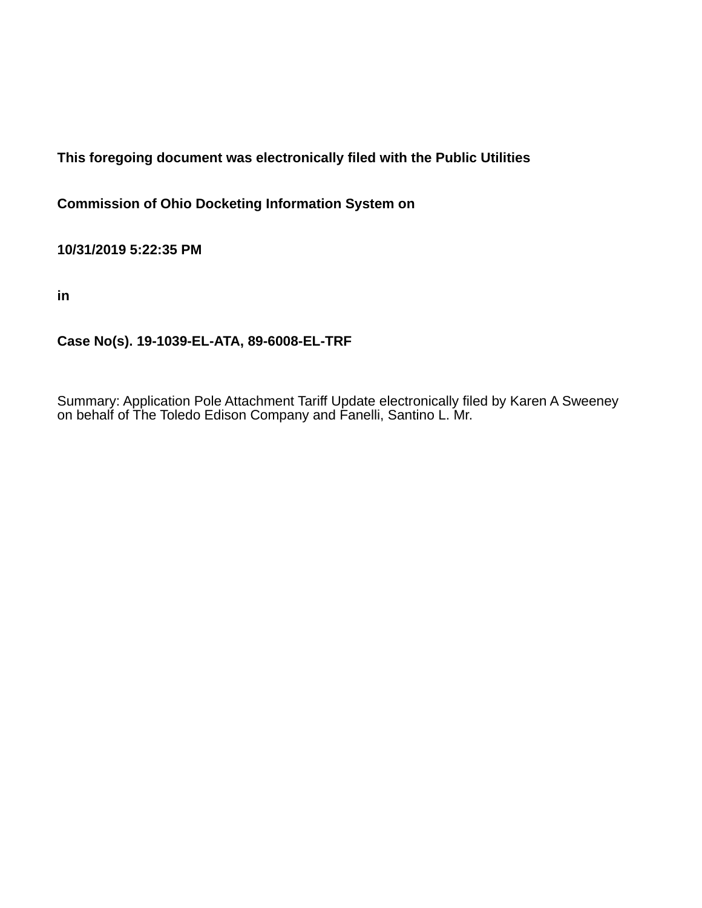**This foregoing document was electronically filed with the Public Utilities**

**Commission of Ohio Docketing Information System on**

**10/31/2019 5:22:35 PM**

**in**

**Case No(s). 19-1039-EL-ATA, 89-6008-EL-TRF**

Summary: Application Pole Attachment Tariff Update electronically filed by Karen A Sweeney on behalf of The Toledo Edison Company and Fanelli, Santino L. Mr.